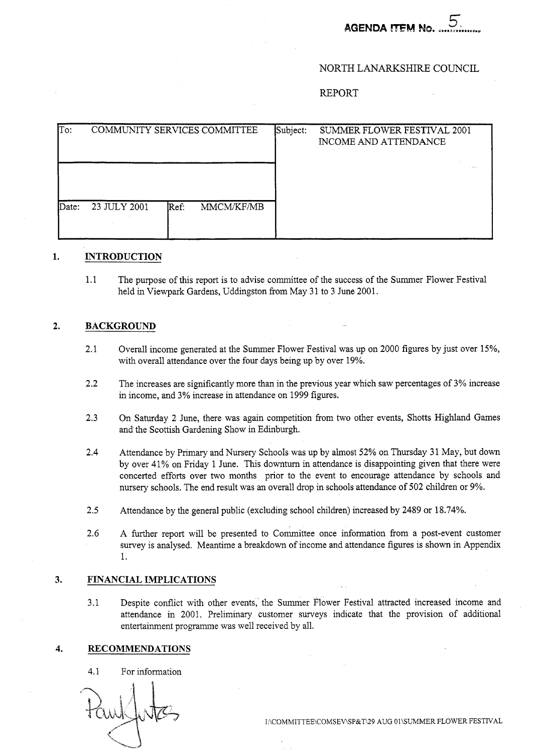**AGENDA ITEM No. 5**

NORTH LANARKSHIRE COUNCIL

REPORT

| To: | COMMUNITY SERVICES COMMITTEE | | Subject: | SUMMER FLOWER FESTIVAL 2001 INCOME AND ATTENDANCE |
|---|---|---|---|---|
| | | | | |
| Date: | 23 JULY 2001 | Ref: MMCM/KF/MB | | |

## 1. INTRODUCTION

1.1 The purpose of this report is to advise committee of the success of the Summer Flower Festival held in Viewpark Gardens, Uddingston from May 31 to 3 June 2001.

## 2. BACKGROUND

2.1 Overall income generated at the Summer Flower Festival was up on 2000 figures by just over 15%, with overall attendance over the four days being up by over 19%.

2.2 The increases are significantly more than in the previous year which saw percentages of 3% increase in income, and 3% increase in attendance on 1999 figures.

2.3 On Saturday 2 June, there was again competition from two other events, Shotts Highland Games and the Scottish Gardening Show in Edinburgh.

2.4 Attendance by Primary and Nursery Schools was up by almost 52% on Thursday 31 May, but down by over 41% on Friday 1 June. This downturn in attendance is disappointing given that there were concerted efforts over two months prior to the event to encourage attendance by schools and nursery schools. The end result was an overall drop in schools attendance of 502 children or 9%.

2.5 Attendance by the general public (excluding school children) increased by 2489 or 18.74%.

2.6 A further report will be presented to Committee once information from a post-event customer survey is analysed. Meantime a breakdown of income and attendance figures is shown in Appendix 1.

## 3. FINANCIAL IMPLICATIONS

3.1 Despite conflict with other events, the Summer Flower Festival attracted increased income and attendance in 2001. Preliminary customer surveys indicate that the provision of additional entertainment programme was well received by all.

## 4. RECOMMENDATIONS

4.1 For information

I:\COMMITTEE\COMSEV\SP&T\29 AUG 01\SUMMER FLOWER FESTIVAL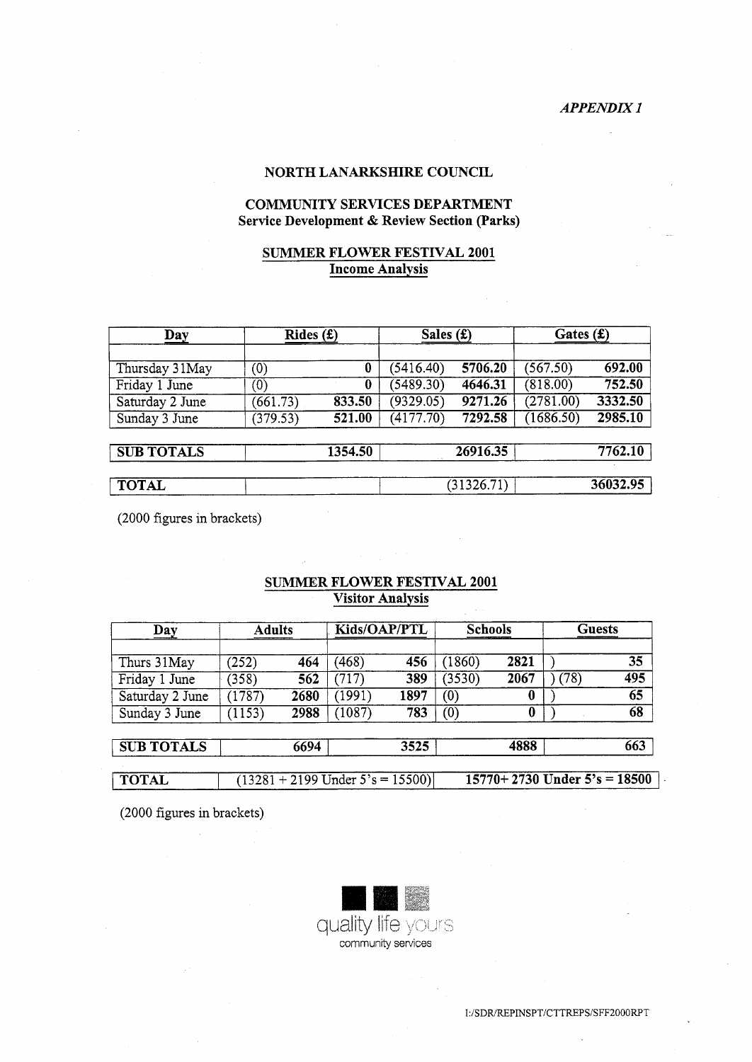*APPENDIX 1*

**NORTH LANARKSHIRE COUNCIL**

**COMMUNITY SERVICES DEPARTMENT**
**Service Development & Review Section (Parks)**

**SUMMER FLOWER FESTIVAL 2001**
**Income Analysis**

| Day | Rides (£) | | Sales (£) | | Gates (£) | |
|---|---|---|---|---|---|---|
| | | | | | | |
| Thursday 31May | (0) | **0** | (5416.40) | **5706.20** | (567.50) | **692.00** |
| Friday 1 June | (0) | **0** | (5489.30) | **4646.31** | (818.00) | **752.50** |
| Saturday 2 June | (661.73) | **833.50** | (9329.05) | **9271.26** | (2781.00) | **3332.50** |
| Sunday 3 June | (379.53) | **521.00** | (4177.70) | **7292.58** | (1686.50) | **2985.10** |
| **SUB TOTALS** | | **1354.50** | | **26916.35** | | **7762.10** |
| **TOTAL** | | | | (31326.71) | | **36032.95** |

(2000 figures in brackets)

**SUMMER FLOWER FESTIVAL 2001**
**Visitor Analysis**

| Day | Adults | | Kids/OAP/PTL | | Schools | | Guests | |
|---|---|---|---|---|---|---|---|---|
| | | | | | | | | |
| Thurs 31May | (252) | **464** | (468) | **456** | (1860) | **2821** | ) | **35** |
| Friday 1 June | (358) | **562** | (717) | **389** | (3530) | **2067** | ) (78) | **495** |
| Saturday 2 June | (1787) | **2680** | (1991) | **1897** | (0) | **0** | ) | **65** |
| Sunday 3 June | (1153) | **2988** | (1087) | **783** | (0) | **0** | ) | **68** |
| **SUB TOTALS** | | **6694** | | **3525** | | **4888** | | **663** |
| **TOTAL** | (13281 + 2199 Under 5's = 15500) | | | | **15770+ 2730 Under 5's = 18500** | | | |

(2000 figures in brackets)

quality life yours
community services

I:/SDR/REPINSPT/CTTREPS/SFF2000RPT